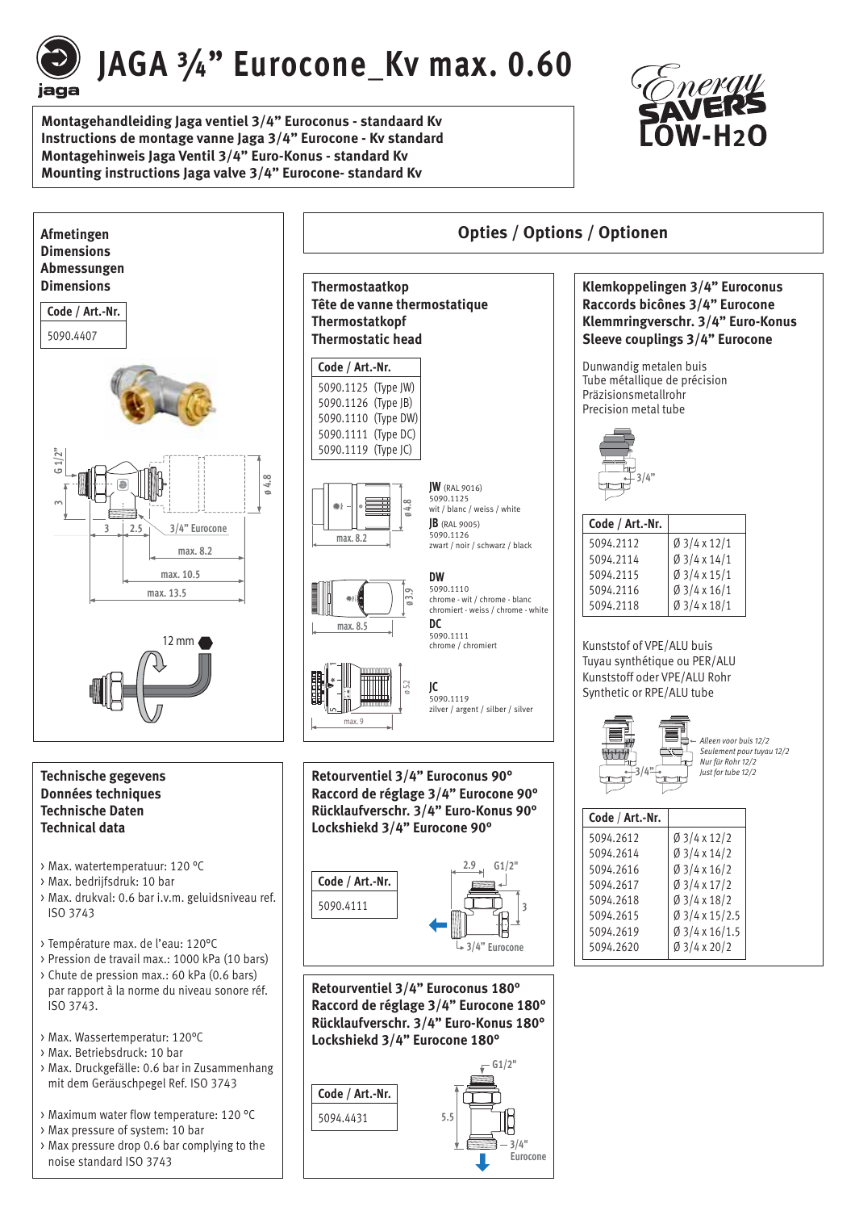# JAGA ¾" Eurocone_Kv max. 0.60

**Montagehandleiding Jaga ventiel 3/4" Euroconus - standaard Kv**
**Instructions de montage vanne Jaga 3/4" Eurocone - Kv standard**
**Montagehinweis Jaga Ventil 3/4" Euro-Konus - standard Kv**
**Mounting instructions Jaga valve 3/4" Eurocone- standard Kv**

Energy SAVERS LOW-H2O

## Afmetingen / Dimensions / Abmessungen / Dimensions

| Code / Art.-Nr. |
|---|
| 5090.4407 |

G 1/2" — 3 — 3 — 2.5 — 3/4" Eurocone — ø 4.8 — max. 8.2 — max. 10.5 — max. 13.5

12 mm

## Technische gegevens / Données techniques / Technische Daten / Technical data

- Max. watertemperatuur: 120 °C
- Max. bedrijfsdruk: 10 bar
- Max. drukval: 0.6 bar i.v.m. geluidsniveau ref. ISO 3743

- Température max. de l'eau: 120°C
- Pression de travail max.: 1000 kPa (10 bars)
- Chute de pression max.: 60 kPa (0.6 bars) par rapport à la norme du niveau sonore réf. ISO 3743.

- Max. Wassertemperatur: 120°C
- Max. Betriebsdruck: 10 bar
- Max. Druckgefälle: 0.6 bar in Zusammenhang mit dem Geräuschpegel Ref. ISO 3743

- Maximum water flow temperature: 120 °C
- Max pressure of system: 10 bar
- Max pressure drop 0.6 bar complying to the noise standard ISO 3743

## Opties / Options / Optionen

### Thermostaatkop / Tête de vanne thermostatique / Thermostatkopf / Thermostatic head

| Code / Art.-Nr. |
|---|
| 5090.1125 (Type JW) |
| 5090.1126 (Type JB) |
| 5090.1110 (Type DW) |
| 5090.1111 (Type DC) |
| 5090.1119 (Type JC) |

**JW** (RAL 9016) 5090.1125 wit / blanc / weiss / white

**JB** (RAL 9005) 5090.1126 zwart / noir / schwarz / black

(ø 4.8, max. 8.2)

**DW** 5090.1110 chrome - wit / chrome - blanc chromiert - weiss / chrome - white

**DC** 5090.1111 chrome / chromiert

(ø 3.9, max. 8.5)

**JC** 5090.1119 zilver / argent / silber / silver

(ø 5.2, max. 9)

### Retourventiel 3/4" Euroconus 90° / Raccord de réglage 3/4" Eurocone 90° / Rücklaufverschr. 3/4" Euro-Konus 90° / Lockshiekd 3/4" Eurocone 90°

| Code / Art.-Nr. |
|---|
| 5090.4111 |

2.9 — G1/2" — 3 — 3/4" Eurocone

### Retourventiel 3/4" Euroconus 180° / Raccord de réglage 3/4" Eurocone 180° / Rücklaufverschr. 3/4" Euro-Konus 180° / Lockshiekd 3/4" Eurocone 180°

| Code / Art.-Nr. |
|---|
| 5094.4431 |

G1/2" — 5.5 — 3/4" Eurocone

### Klemkoppelingen 3/4" Euroconus / Raccords bicônes 3/4" Eurocone / Klemmringverschr. 3/4" Euro-Konus / Sleeve couplings 3/4" Eurocone

Dunwandig metalen buis
Tube métallique de précision
Präzisionsmetallrohr
Precision metal tube

3/4"

| Code / Art.-Nr. | |
|---|---|
| 5094.2112 | Ø 3/4 x 12/1 |
| 5094.2114 | Ø 3/4 x 14/1 |
| 5094.2115 | Ø 3/4 x 15/1 |
| 5094.2116 | Ø 3/4 x 16/1 |
| 5094.2118 | Ø 3/4 x 18/1 |

Kunststof of VPE/ALU buis
Tuyau synthétique ou PER/ALU
Kunststoff oder VPE/ALU Rohr
Synthetic or RPE/ALU tube

3/4" — *Alleen voor buis 12/2 / Seulement pour tuyau 12/2 / Nur für Rohr 12/2 / Just for tube 12/2*

| Code / Art.-Nr. | |
|---|---|
| 5094.2612 | Ø 3/4 x 12/2 |
| 5094.2614 | Ø 3/4 x 14/2 |
| 5094.2616 | Ø 3/4 x 16/2 |
| 5094.2617 | Ø 3/4 x 17/2 |
| 5094.2618 | Ø 3/4 x 18/2 |
| 5094.2615 | Ø 3/4 x 15/2.5 |
| 5094.2619 | Ø 3/4 x 16/1.5 |
| 5094.2620 | Ø 3/4 x 20/2 |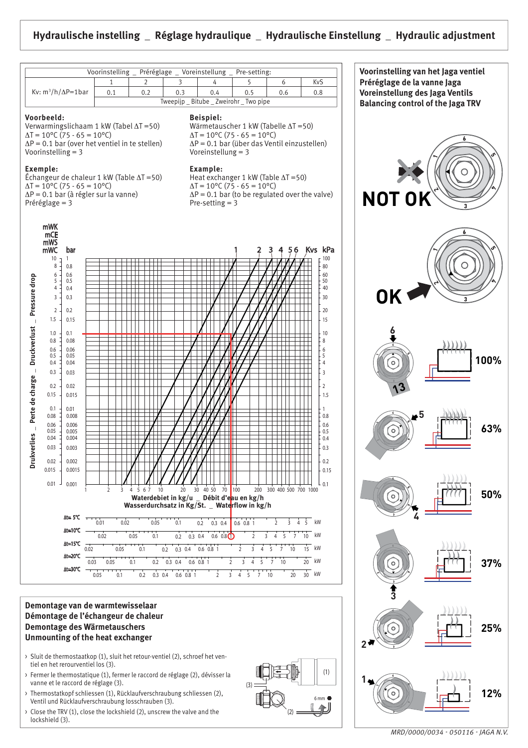# Hydraulische instelling _ Réglage hydraulique _ Hydraulische Einstellung _ Hydraulic adjustment

| | Voorinstelling _ Préréglage _ Voreinstellung _ Pre-setting: | | | | | | |
|---|---|---|---|---|---|---|---|
| | 1 | 2 | 3 | 4 | 5 | 6 | KvS |
| Kv: m³/h/ΔP=1bar | 0.1 | 0.2 | 0.3 | 0.4 | 0.5 | 0.6 | 0.8 |
| | Tweepijp _ Bitube _ Zweirohr _ Two pipe | | | | | | |

**Voorbeeld:**
Verwarmingslichaam 1 kW (Tabel ΔT =50)
ΔT = 10°C (75 - 65 = 10°C)
ΔP = 0.1 bar (over het ventiel in te stellen)
Voorinstelling = 3

**Beispiel:**
Wärmetauscher 1 kW (Tabelle ΔT =50)
ΔT = 10°C (75 - 65 = 10°C)
ΔP = 0.1 bar (über das Ventil einzustellen)
Voreinstellung = 3

**Exemple:**
Échangeur de chaleur 1 kW (Table ΔT =50)
ΔT = 10°C (75 - 65 = 10°C)
ΔP = 0.1 bar (à régler sur la vanne)
Préréglage = 3

**Example:**
Heat exchanger 1 kW (Table ΔT =50)
ΔT = 10°C (75 - 65 = 10°C)
ΔP = 0.1 bar (to be regulated over the valve)
Pre-setting = 3

mWK mCE mWS mWC
bar
kPa
1 2 3 4 5 6 Kvs
Drukverlies _ Perte de charge _ Druckverlust _ Pressure drop
Waterdebiet in kg/u _ Débit d'eau en kg/h
Wasserdurchsatz in Kg/St. _ Waterflow in kg/h
Δt= 5°C
Δt=10°C
Δt=15°C
Δt=20°C
Δt=30°C
kW

**Voorinstelling van het Jaga ventiel**
**Préréglage de la vanne Jaga**
**Voreinstellung des Jaga Ventils**
**Balancing control of the Jaga TRV**

NOT OK

OK

6 — 100%
5 — 63%
4 — 50%
3 — 37%
2 — 25%
1 — 12%

**Demontage van de warmtewisselaar**
**Démontage de l'échangeur de chaleur**
**Demontage des Wärmetauschers**
**Unmounting of the heat exchanger**

- Sluit de thermostaatkop (1), sluit het retour-ventiel (2), schroef het ventiel en het rerourventiel los (3).
- Fermer le thermostatique (1), fermer le raccord de réglage (2), dévisser la vanne et le raccord de réglage (3).
- Thermostatkopf schliessen (1), Rücklaufverschraubung schliessen (2), Ventil und Rücklaufverschraubung losschrauben (3).
- Close the TRV (1), close the lockshield (2), unscrew the valve and the lockshield (3).

(1) (2) (3) 6 mm

MRD/0000/0034 - 050116 - JAGA N.V.